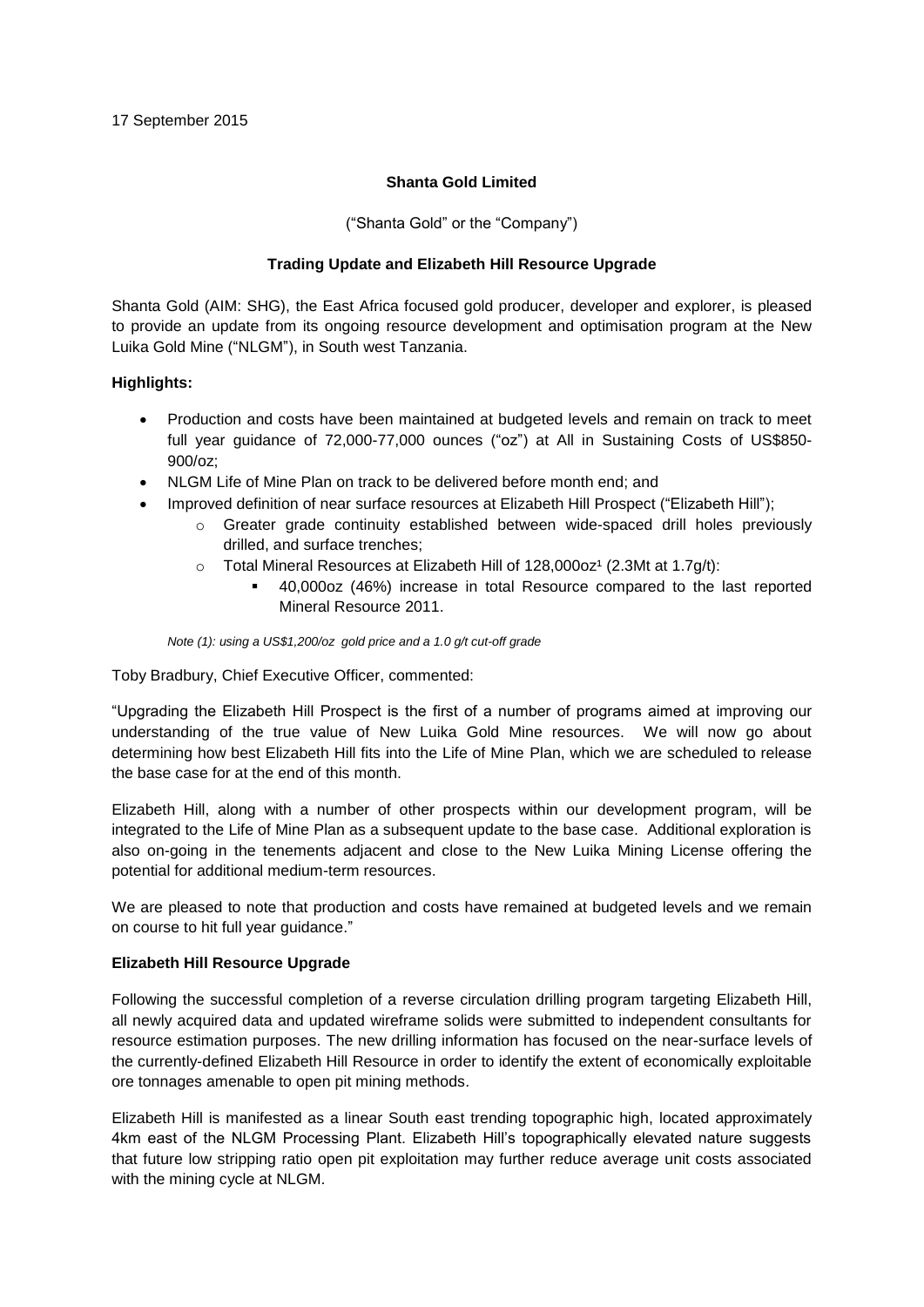17 September 2015

**Shanta Gold Limited**

("Shanta Gold" or the "Company")

**Trading Update and Elizabeth Hill Resource Upgrade**

Shanta Gold (AIM: SHG), the East Africa focused gold producer, developer and explorer, is pleased to provide an update from its ongoing resource development and optimisation program at the New Luika Gold Mine ("NLGM"), in South west Tanzania.

**Highlights:**

- Production and costs have been maintained at budgeted levels and remain on track to meet full year guidance of 72,000-77,000 ounces ("oz") at All in Sustaining Costs of US$850-900/oz;
- NLGM Life of Mine Plan on track to be delivered before month end; and
- Improved definition of near surface resources at Elizabeth Hill Prospect ("Elizabeth Hill");
  - Greater grade continuity established between wide-spaced drill holes previously drilled, and surface trenches;
  - Total Mineral Resources at Elizabeth Hill of 128,000oz[1] (2.3Mt at 1.7g/t):
    - 40,000oz (46%) increase in total Resource compared to the last reported Mineral Resource 2011.

*Note (1): using a US$1,200/oz gold price and a 1.0 g/t cut-off grade*

Toby Bradbury, Chief Executive Officer, commented:

"Upgrading the Elizabeth Hill Prospect is the first of a number of programs aimed at improving our understanding of the true value of New Luika Gold Mine resources. We will now go about determining how best Elizabeth Hill fits into the Life of Mine Plan, which we are scheduled to release the base case for at the end of this month.

Elizabeth Hill, along with a number of other prospects within our development program, will be integrated to the Life of Mine Plan as a subsequent update to the base case. Additional exploration is also on-going in the tenements adjacent and close to the New Luika Mining License offering the potential for additional medium-term resources.

We are pleased to note that production and costs have remained at budgeted levels and we remain on course to hit full year guidance."

**Elizabeth Hill Resource Upgrade**

Following the successful completion of a reverse circulation drilling program targeting Elizabeth Hill, all newly acquired data and updated wireframe solids were submitted to independent consultants for resource estimation purposes. The new drilling information has focused on the near-surface levels of the currently-defined Elizabeth Hill Resource in order to identify the extent of economically exploitable ore tonnages amenable to open pit mining methods.

Elizabeth Hill is manifested as a linear South east trending topographic high, located approximately 4km east of the NLGM Processing Plant. Elizabeth Hill's topographically elevated nature suggests that future low stripping ratio open pit exploitation may further reduce average unit costs associated with the mining cycle at NLGM.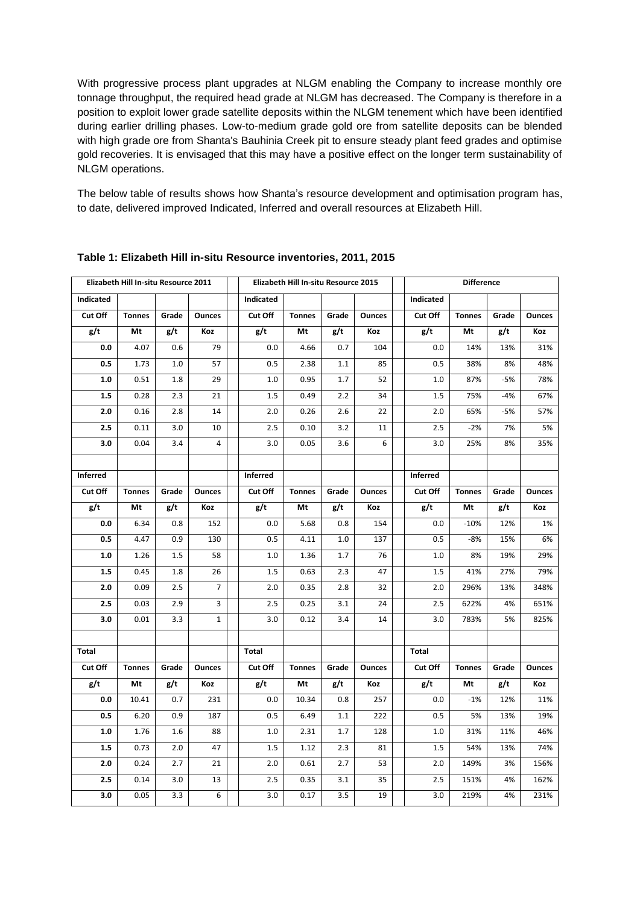With progressive process plant upgrades at NLGM enabling the Company to increase monthly ore tonnage throughput, the required head grade at NLGM has decreased. The Company is therefore in a position to exploit lower grade satellite deposits within the NLGM tenement which have been identified during earlier drilling phases. Low-to-medium grade gold ore from satellite deposits can be blended with high grade ore from Shanta's Bauhinia Creek pit to ensure steady plant feed grades and optimise gold recoveries. It is envisaged that this may have a positive effect on the longer term sustainability of NLGM operations.

The below table of results shows how Shanta's resource development and optimisation program has, to date, delivered improved Indicated, Inferred and overall resources at Elizabeth Hill.

**Table 1: Elizabeth Hill in-situ Resource inventories, 2011, 2015**

| Elizabeth Hill In-situ Resource 2011 | | | | | Elizabeth Hill In-situ Resource 2015 | | | | | Difference | | | |
|---|---|---|---|---|---|---|---|---|---|---|---|---|---|
| **Indicated** | | | | | **Indicated** | | | | | **Indicated** | | | |
| **Cut Off** | **Tonnes** | **Grade** | **Ounces** | | **Cut Off** | **Tonnes** | **Grade** | **Ounces** | | **Cut Off** | **Tonnes** | **Grade** | **Ounces** |
| **g/t** | **Mt** | **g/t** | **Koz** | | **g/t** | **Mt** | **g/t** | **Koz** | | **g/t** | **Mt** | **g/t** | **Koz** |
| **0.0** | 4.07 | 0.6 | 79 | | 0.0 | 4.66 | 0.7 | 104 | | 0.0 | 14% | 13% | 31% |
| **0.5** | 1.73 | 1.0 | 57 | | 0.5 | 2.38 | 1.1 | 85 | | 0.5 | 38% | 8% | 48% |
| **1.0** | 0.51 | 1.8 | 29 | | 1.0 | 0.95 | 1.7 | 52 | | 1.0 | 87% | -5% | 78% |
| **1.5** | 0.28 | 2.3 | 21 | | 1.5 | 0.49 | 2.2 | 34 | | 1.5 | 75% | -4% | 67% |
| **2.0** | 0.16 | 2.8 | 14 | | 2.0 | 0.26 | 2.6 | 22 | | 2.0 | 65% | -5% | 57% |
| **2.5** | 0.11 | 3.0 | 10 | | 2.5 | 0.10 | 3.2 | 11 | | 2.5 | -2% | 7% | 5% |
| **3.0** | 0.04 | 3.4 | 4 | | 3.0 | 0.05 | 3.6 | 6 | | 3.0 | 25% | 8% | 35% |
| | | | | | | | | | | | | | |
| **Inferred** | | | | | **Inferred** | | | | | **Inferred** | | | |
| **Cut Off** | **Tonnes** | **Grade** | **Ounces** | | **Cut Off** | **Tonnes** | **Grade** | **Ounces** | | **Cut Off** | **Tonnes** | **Grade** | **Ounces** |
| **g/t** | **Mt** | **g/t** | **Koz** | | **g/t** | **Mt** | **g/t** | **Koz** | | **g/t** | **Mt** | **g/t** | **Koz** |
| **0.0** | 6.34 | 0.8 | 152 | | 0.0 | 5.68 | 0.8 | 154 | | 0.0 | -10% | 12% | 1% |
| **0.5** | 4.47 | 0.9 | 130 | | 0.5 | 4.11 | 1.0 | 137 | | 0.5 | -8% | 15% | 6% |
| **1.0** | 1.26 | 1.5 | 58 | | 1.0 | 1.36 | 1.7 | 76 | | 1.0 | 8% | 19% | 29% |
| **1.5** | 0.45 | 1.8 | 26 | | 1.5 | 0.63 | 2.3 | 47 | | 1.5 | 41% | 27% | 79% |
| **2.0** | 0.09 | 2.5 | 7 | | 2.0 | 0.35 | 2.8 | 32 | | 2.0 | 296% | 13% | 348% |
| **2.5** | 0.03 | 2.9 | 3 | | 2.5 | 0.25 | 3.1 | 24 | | 2.5 | 622% | 4% | 651% |
| **3.0** | 0.01 | 3.3 | 1 | | 3.0 | 0.12 | 3.4 | 14 | | 3.0 | 783% | 5% | 825% |
| | | | | | | | | | | | | | |
| **Total** | | | | | **Total** | | | | | **Total** | | | |
| **Cut Off** | **Tonnes** | **Grade** | **Ounces** | | **Cut Off** | **Tonnes** | **Grade** | **Ounces** | | **Cut Off** | **Tonnes** | **Grade** | **Ounces** |
| **g/t** | **Mt** | **g/t** | **Koz** | | **g/t** | **Mt** | **g/t** | **Koz** | | **g/t** | **Mt** | **g/t** | **Koz** |
| **0.0** | 10.41 | 0.7 | 231 | | 0.0 | 10.34 | 0.8 | 257 | | 0.0 | -1% | 12% | 11% |
| **0.5** | 6.20 | 0.9 | 187 | | 0.5 | 6.49 | 1.1 | 222 | | 0.5 | 5% | 13% | 19% |
| **1.0** | 1.76 | 1.6 | 88 | | 1.0 | 2.31 | 1.7 | 128 | | 1.0 | 31% | 11% | 46% |
| **1.5** | 0.73 | 2.0 | 47 | | 1.5 | 1.12 | 2.3 | 81 | | 1.5 | 54% | 13% | 74% |
| **2.0** | 0.24 | 2.7 | 21 | | 2.0 | 0.61 | 2.7 | 53 | | 2.0 | 149% | 3% | 156% |
| **2.5** | 0.14 | 3.0 | 13 | | 2.5 | 0.35 | 3.1 | 35 | | 2.5 | 151% | 4% | 162% |
| **3.0** | 0.05 | 3.3 | 6 | | 3.0 | 0.17 | 3.5 | 19 | | 3.0 | 219% | 4% | 231% |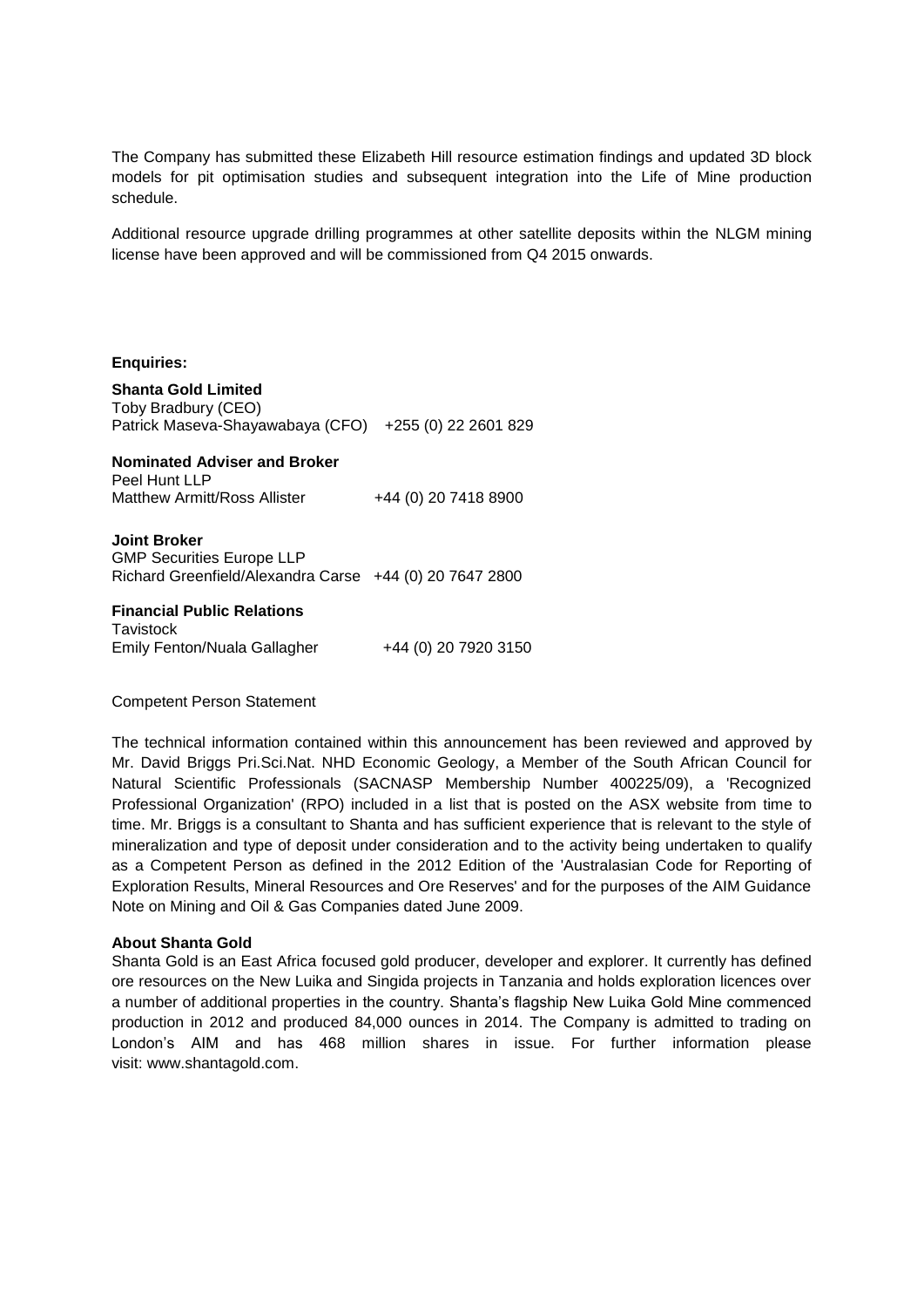The Company has submitted these Elizabeth Hill resource estimation findings and updated 3D block models for pit optimisation studies and subsequent integration into the Life of Mine production schedule.

Additional resource upgrade drilling programmes at other satellite deposits within the NLGM mining license have been approved and will be commissioned from Q4 2015 onwards.

**Enquiries:**

**Shanta Gold Limited**
Toby Bradbury (CEO)
Patrick Maseva-Shayawabaya (CFO) +255 (0) 22 2601 829

**Nominated Adviser and Broker**
Peel Hunt LLP
Matthew Armitt/Ross Allister +44 (0) 20 7418 8900

**Joint Broker**
GMP Securities Europe LLP
Richard Greenfield/Alexandra Carse +44 (0) 20 7647 2800

**Financial Public Relations**
Tavistock
Emily Fenton/Nuala Gallagher +44 (0) 20 7920 3150

Competent Person Statement

The technical information contained within this announcement has been reviewed and approved by Mr. David Briggs Pri.Sci.Nat. NHD Economic Geology, a Member of the South African Council for Natural Scientific Professionals (SACNASP Membership Number 400225/09), a 'Recognized Professional Organization' (RPO) included in a list that is posted on the ASX website from time to time. Mr. Briggs is a consultant to Shanta and has sufficient experience that is relevant to the style of mineralization and type of deposit under consideration and to the activity being undertaken to qualify as a Competent Person as defined in the 2012 Edition of the 'Australasian Code for Reporting of Exploration Results, Mineral Resources and Ore Reserves' and for the purposes of the AIM Guidance Note on Mining and Oil & Gas Companies dated June 2009.

**About Shanta Gold**
Shanta Gold is an East Africa focused gold producer, developer and explorer. It currently has defined ore resources on the New Luika and Singida projects in Tanzania and holds exploration licences over a number of additional properties in the country. Shanta's flagship New Luika Gold Mine commenced production in 2012 and produced 84,000 ounces in 2014. The Company is admitted to trading on London's AIM and has 468 million shares in issue. For further information please visit: www.shantagold.com.